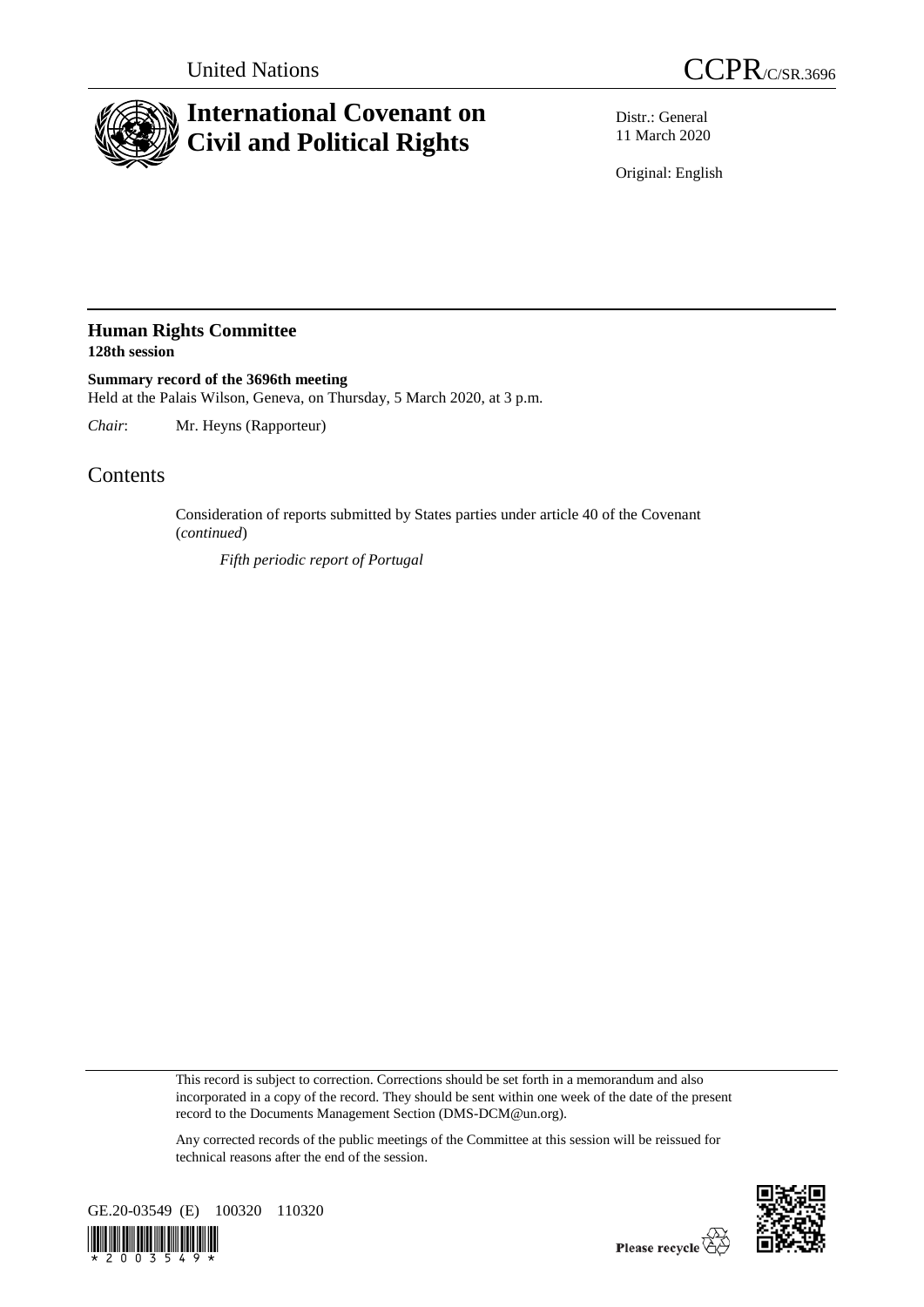United Nations

# CCPR/C/SR.3696

# International Covenant on Civil and Political Rights

Distr.: General
11 March 2020

Original: English

## Human Rights Committee
**128th session**

**Summary record of the 3696th meeting**
Held at the Palais Wilson, Geneva, on Thursday, 5 March 2020, at 3 p.m.

*Chair*: Mr. Heyns (Rapporteur)

## Contents

Consideration of reports submitted by States parties under article 40 of the Covenant (*continued*)

*Fifth periodic report of Portugal*

This record is subject to correction. Corrections should be set forth in a memorandum and also incorporated in a copy of the record. They should be sent within one week of the date of the present record to the Documents Management Section (DMS-DCM@un.org).

Any corrected records of the public meetings of the Committee at this session will be reissued for technical reasons after the end of the session.

GE.20-03549 (E) 100320 110320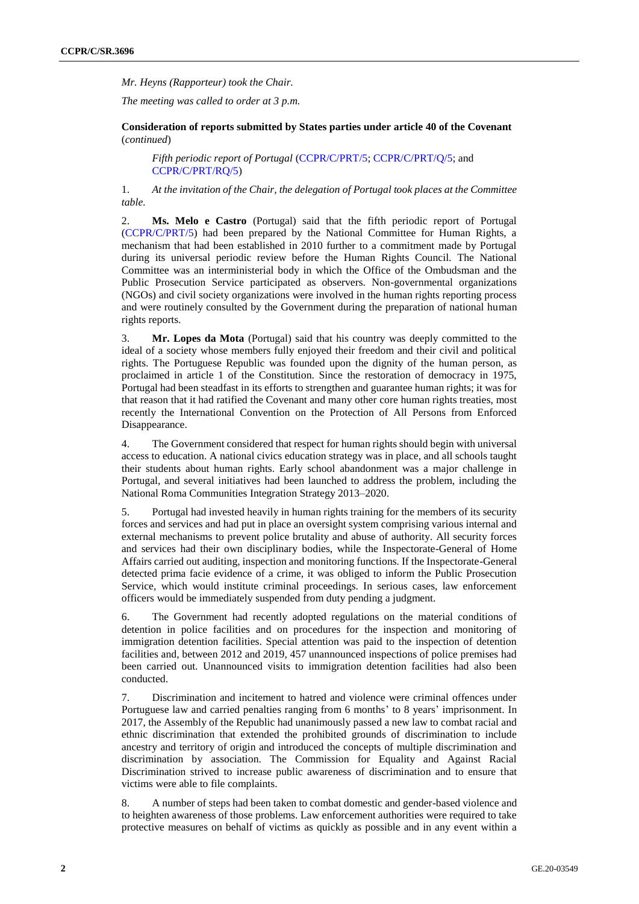*Mr. Heyns (Rapporteur) took the Chair.*

*The meeting was called to order at 3 p.m.*

**Consideration of reports submitted by States parties under article 40 of the Covenant** (*continued*)

*Fifth periodic report of Portugal* (CCPR/C/PRT/5; CCPR/C/PRT/Q/5; and CCPR/C/PRT/RQ/5)

1. *At the invitation of the Chair, the delegation of Portugal took places at the Committee table.*

2. **Ms. Melo e Castro** (Portugal) said that the fifth periodic report of Portugal (CCPR/C/PRT/5) had been prepared by the National Committee for Human Rights, a mechanism that had been established in 2010 further to a commitment made by Portugal during its universal periodic review before the Human Rights Council. The National Committee was an interministerial body in which the Office of the Ombudsman and the Public Prosecution Service participated as observers. Non-governmental organizations (NGOs) and civil society organizations were involved in the human rights reporting process and were routinely consulted by the Government during the preparation of national human rights reports.

3. **Mr. Lopes da Mota** (Portugal) said that his country was deeply committed to the ideal of a society whose members fully enjoyed their freedom and their civil and political rights. The Portuguese Republic was founded upon the dignity of the human person, as proclaimed in article 1 of the Constitution. Since the restoration of democracy in 1975, Portugal had been steadfast in its efforts to strengthen and guarantee human rights; it was for that reason that it had ratified the Covenant and many other core human rights treaties, most recently the International Convention on the Protection of All Persons from Enforced Disappearance.

4. The Government considered that respect for human rights should begin with universal access to education. A national civics education strategy was in place, and all schools taught their students about human rights. Early school abandonment was a major challenge in Portugal, and several initiatives had been launched to address the problem, including the National Roma Communities Integration Strategy 2013–2020.

5. Portugal had invested heavily in human rights training for the members of its security forces and services and had put in place an oversight system comprising various internal and external mechanisms to prevent police brutality and abuse of authority. All security forces and services had their own disciplinary bodies, while the Inspectorate-General of Home Affairs carried out auditing, inspection and monitoring functions. If the Inspectorate-General detected prima facie evidence of a crime, it was obliged to inform the Public Prosecution Service, which would institute criminal proceedings. In serious cases, law enforcement officers would be immediately suspended from duty pending a judgment.

6. The Government had recently adopted regulations on the material conditions of detention in police facilities and on procedures for the inspection and monitoring of immigration detention facilities. Special attention was paid to the inspection of detention facilities and, between 2012 and 2019, 457 unannounced inspections of police premises had been carried out. Unannounced visits to immigration detention facilities had also been conducted.

7. Discrimination and incitement to hatred and violence were criminal offences under Portuguese law and carried penalties ranging from 6 months' to 8 years' imprisonment. In 2017, the Assembly of the Republic had unanimously passed a new law to combat racial and ethnic discrimination that extended the prohibited grounds of discrimination to include ancestry and territory of origin and introduced the concepts of multiple discrimination and discrimination by association. The Commission for Equality and Against Racial Discrimination strived to increase public awareness of discrimination and to ensure that victims were able to file complaints.

8. A number of steps had been taken to combat domestic and gender-based violence and to heighten awareness of those problems. Law enforcement authorities were required to take protective measures on behalf of victims as quickly as possible and in any event within a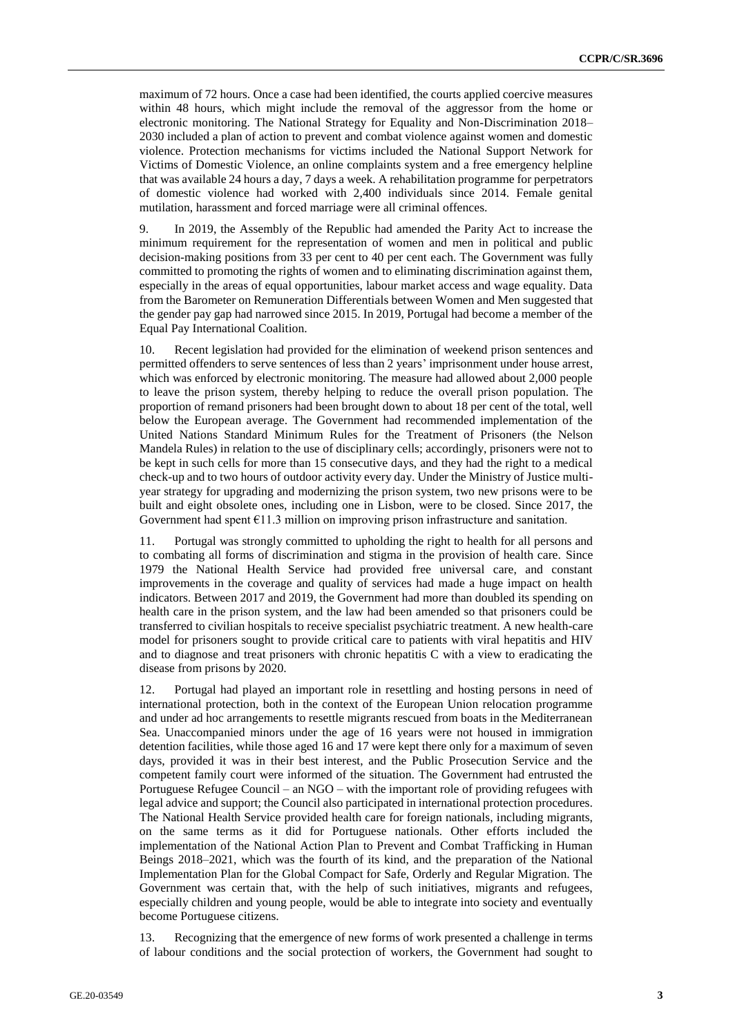maximum of 72 hours. Once a case had been identified, the courts applied coercive measures within 48 hours, which might include the removal of the aggressor from the home or electronic monitoring. The National Strategy for Equality and Non-Discrimination 2018–2030 included a plan of action to prevent and combat violence against women and domestic violence. Protection mechanisms for victims included the National Support Network for Victims of Domestic Violence, an online complaints system and a free emergency helpline that was available 24 hours a day, 7 days a week. A rehabilitation programme for perpetrators of domestic violence had worked with 2,400 individuals since 2014. Female genital mutilation, harassment and forced marriage were all criminal offences.

9. In 2019, the Assembly of the Republic had amended the Parity Act to increase the minimum requirement for the representation of women and men in political and public decision-making positions from 33 per cent to 40 per cent each. The Government was fully committed to promoting the rights of women and to eliminating discrimination against them, especially in the areas of equal opportunities, labour market access and wage equality. Data from the Barometer on Remuneration Differentials between Women and Men suggested that the gender pay gap had narrowed since 2015. In 2019, Portugal had become a member of the Equal Pay International Coalition.

10. Recent legislation had provided for the elimination of weekend prison sentences and permitted offenders to serve sentences of less than 2 years' imprisonment under house arrest, which was enforced by electronic monitoring. The measure had allowed about 2,000 people to leave the prison system, thereby helping to reduce the overall prison population. The proportion of remand prisoners had been brought down to about 18 per cent of the total, well below the European average. The Government had recommended implementation of the United Nations Standard Minimum Rules for the Treatment of Prisoners (the Nelson Mandela Rules) in relation to the use of disciplinary cells; accordingly, prisoners were not to be kept in such cells for more than 15 consecutive days, and they had the right to a medical check-up and to two hours of outdoor activity every day. Under the Ministry of Justice multi-year strategy for upgrading and modernizing the prison system, two new prisons were to be built and eight obsolete ones, including one in Lisbon, were to be closed. Since 2017, the Government had spent €11.3 million on improving prison infrastructure and sanitation.

11. Portugal was strongly committed to upholding the right to health for all persons and to combating all forms of discrimination and stigma in the provision of health care. Since 1979 the National Health Service had provided free universal care, and constant improvements in the coverage and quality of services had made a huge impact on health indicators. Between 2017 and 2019, the Government had more than doubled its spending on health care in the prison system, and the law had been amended so that prisoners could be transferred to civilian hospitals to receive specialist psychiatric treatment. A new health-care model for prisoners sought to provide critical care to patients with viral hepatitis and HIV and to diagnose and treat prisoners with chronic hepatitis C with a view to eradicating the disease from prisons by 2020.

12. Portugal had played an important role in resettling and hosting persons in need of international protection, both in the context of the European Union relocation programme and under ad hoc arrangements to resettle migrants rescued from boats in the Mediterranean Sea. Unaccompanied minors under the age of 16 years were not housed in immigration detention facilities, while those aged 16 and 17 were kept there only for a maximum of seven days, provided it was in their best interest, and the Public Prosecution Service and the competent family court were informed of the situation. The Government had entrusted the Portuguese Refugee Council – an NGO – with the important role of providing refugees with legal advice and support; the Council also participated in international protection procedures. The National Health Service provided health care for foreign nationals, including migrants, on the same terms as it did for Portuguese nationals. Other efforts included the implementation of the National Action Plan to Prevent and Combat Trafficking in Human Beings 2018–2021, which was the fourth of its kind, and the preparation of the National Implementation Plan for the Global Compact for Safe, Orderly and Regular Migration. The Government was certain that, with the help of such initiatives, migrants and refugees, especially children and young people, would be able to integrate into society and eventually become Portuguese citizens.

13. Recognizing that the emergence of new forms of work presented a challenge in terms of labour conditions and the social protection of workers, the Government had sought to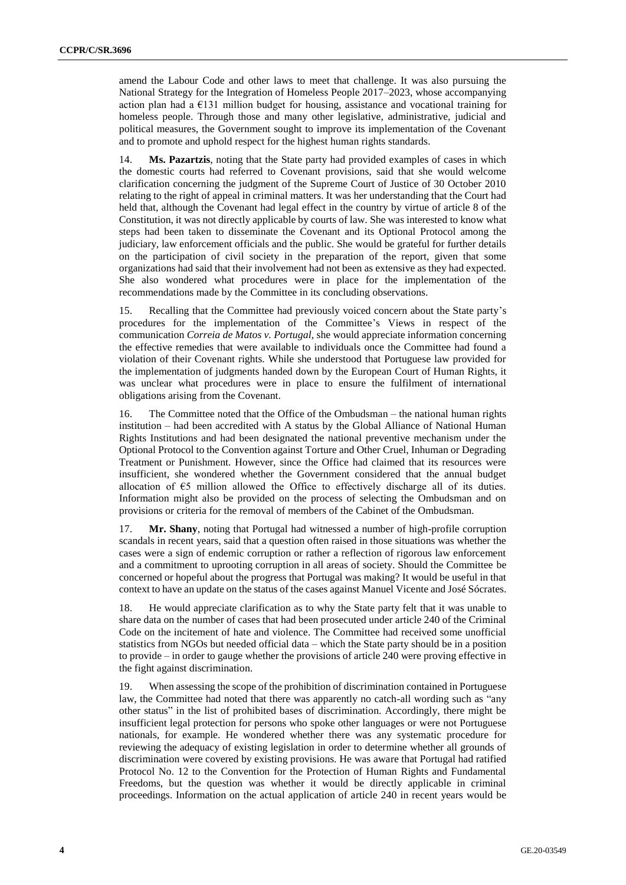amend the Labour Code and other laws to meet that challenge. It was also pursuing the National Strategy for the Integration of Homeless People 2017–2023, whose accompanying action plan had a €131 million budget for housing, assistance and vocational training for homeless people. Through those and many other legislative, administrative, judicial and political measures, the Government sought to improve its implementation of the Covenant and to promote and uphold respect for the highest human rights standards.

14. **Ms. Pazartzis**, noting that the State party had provided examples of cases in which the domestic courts had referred to Covenant provisions, said that she would welcome clarification concerning the judgment of the Supreme Court of Justice of 30 October 2010 relating to the right of appeal in criminal matters. It was her understanding that the Court had held that, although the Covenant had legal effect in the country by virtue of article 8 of the Constitution, it was not directly applicable by courts of law. She was interested to know what steps had been taken to disseminate the Covenant and its Optional Protocol among the judiciary, law enforcement officials and the public. She would be grateful for further details on the participation of civil society in the preparation of the report, given that some organizations had said that their involvement had not been as extensive as they had expected. She also wondered what procedures were in place for the implementation of the recommendations made by the Committee in its concluding observations.

15. Recalling that the Committee had previously voiced concern about the State party's procedures for the implementation of the Committee's Views in respect of the communication *Correia de Matos v. Portugal*, she would appreciate information concerning the effective remedies that were available to individuals once the Committee had found a violation of their Covenant rights. While she understood that Portuguese law provided for the implementation of judgments handed down by the European Court of Human Rights, it was unclear what procedures were in place to ensure the fulfilment of international obligations arising from the Covenant.

16. The Committee noted that the Office of the Ombudsman – the national human rights institution – had been accredited with A status by the Global Alliance of National Human Rights Institutions and had been designated the national preventive mechanism under the Optional Protocol to the Convention against Torture and Other Cruel, Inhuman or Degrading Treatment or Punishment. However, since the Office had claimed that its resources were insufficient, she wondered whether the Government considered that the annual budget allocation of €5 million allowed the Office to effectively discharge all of its duties. Information might also be provided on the process of selecting the Ombudsman and on provisions or criteria for the removal of members of the Cabinet of the Ombudsman.

17. **Mr. Shany**, noting that Portugal had witnessed a number of high-profile corruption scandals in recent years, said that a question often raised in those situations was whether the cases were a sign of endemic corruption or rather a reflection of rigorous law enforcement and a commitment to uprooting corruption in all areas of society. Should the Committee be concerned or hopeful about the progress that Portugal was making? It would be useful in that context to have an update on the status of the cases against Manuel Vicente and José Sócrates.

18. He would appreciate clarification as to why the State party felt that it was unable to share data on the number of cases that had been prosecuted under article 240 of the Criminal Code on the incitement of hate and violence. The Committee had received some unofficial statistics from NGOs but needed official data – which the State party should be in a position to provide – in order to gauge whether the provisions of article 240 were proving effective in the fight against discrimination.

19. When assessing the scope of the prohibition of discrimination contained in Portuguese law, the Committee had noted that there was apparently no catch-all wording such as "any other status" in the list of prohibited bases of discrimination. Accordingly, there might be insufficient legal protection for persons who spoke other languages or were not Portuguese nationals, for example. He wondered whether there was any systematic procedure for reviewing the adequacy of existing legislation in order to determine whether all grounds of discrimination were covered by existing provisions. He was aware that Portugal had ratified Protocol No. 12 to the Convention for the Protection of Human Rights and Fundamental Freedoms, but the question was whether it would be directly applicable in criminal proceedings. Information on the actual application of article 240 in recent years would be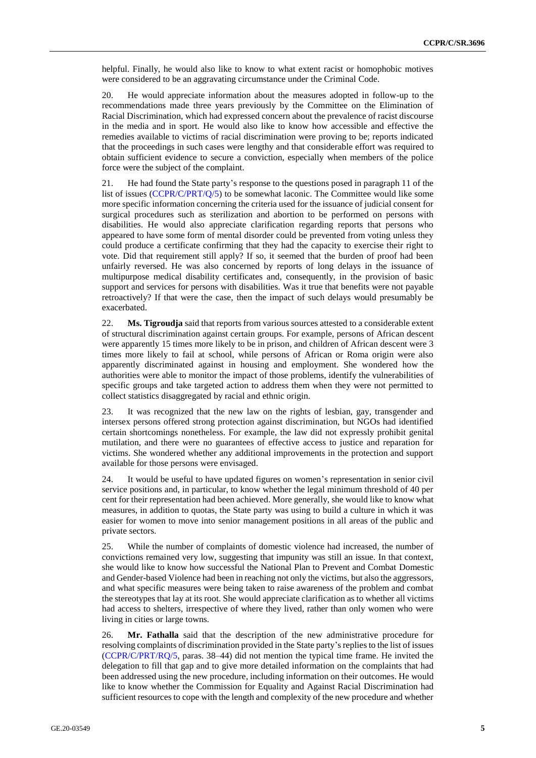helpful. Finally, he would also like to know to what extent racist or homophobic motives were considered to be an aggravating circumstance under the Criminal Code.

20. He would appreciate information about the measures adopted in follow-up to the recommendations made three years previously by the Committee on the Elimination of Racial Discrimination, which had expressed concern about the prevalence of racist discourse in the media and in sport. He would also like to know how accessible and effective the remedies available to victims of racial discrimination were proving to be; reports indicated that the proceedings in such cases were lengthy and that considerable effort was required to obtain sufficient evidence to secure a conviction, especially when members of the police force were the subject of the complaint.

21. He had found the State party's response to the questions posed in paragraph 11 of the list of issues (CCPR/C/PRT/Q/5) to be somewhat laconic. The Committee would like some more specific information concerning the criteria used for the issuance of judicial consent for surgical procedures such as sterilization and abortion to be performed on persons with disabilities. He would also appreciate clarification regarding reports that persons who appeared to have some form of mental disorder could be prevented from voting unless they could produce a certificate confirming that they had the capacity to exercise their right to vote. Did that requirement still apply? If so, it seemed that the burden of proof had been unfairly reversed. He was also concerned by reports of long delays in the issuance of multipurpose medical disability certificates and, consequently, in the provision of basic support and services for persons with disabilities. Was it true that benefits were not payable retroactively? If that were the case, then the impact of such delays would presumably be exacerbated.

22. **Ms. Tigroudja** said that reports from various sources attested to a considerable extent of structural discrimination against certain groups. For example, persons of African descent were apparently 15 times more likely to be in prison, and children of African descent were 3 times more likely to fail at school, while persons of African or Roma origin were also apparently discriminated against in housing and employment. She wondered how the authorities were able to monitor the impact of those problems, identify the vulnerabilities of specific groups and take targeted action to address them when they were not permitted to collect statistics disaggregated by racial and ethnic origin.

23. It was recognized that the new law on the rights of lesbian, gay, transgender and intersex persons offered strong protection against discrimination, but NGOs had identified certain shortcomings nonetheless. For example, the law did not expressly prohibit genital mutilation, and there were no guarantees of effective access to justice and reparation for victims. She wondered whether any additional improvements in the protection and support available for those persons were envisaged.

24. It would be useful to have updated figures on women's representation in senior civil service positions and, in particular, to know whether the legal minimum threshold of 40 per cent for their representation had been achieved. More generally, she would like to know what measures, in addition to quotas, the State party was using to build a culture in which it was easier for women to move into senior management positions in all areas of the public and private sectors.

25. While the number of complaints of domestic violence had increased, the number of convictions remained very low, suggesting that impunity was still an issue. In that context, she would like to know how successful the National Plan to Prevent and Combat Domestic and Gender-based Violence had been in reaching not only the victims, but also the aggressors, and what specific measures were being taken to raise awareness of the problem and combat the stereotypes that lay at its root. She would appreciate clarification as to whether all victims had access to shelters, irrespective of where they lived, rather than only women who were living in cities or large towns.

26. **Mr. Fathalla** said that the description of the new administrative procedure for resolving complaints of discrimination provided in the State party's replies to the list of issues (CCPR/C/PRT/RQ/5, paras. 38–44) did not mention the typical time frame. He invited the delegation to fill that gap and to give more detailed information on the complaints that had been addressed using the new procedure, including information on their outcomes. He would like to know whether the Commission for Equality and Against Racial Discrimination had sufficient resources to cope with the length and complexity of the new procedure and whether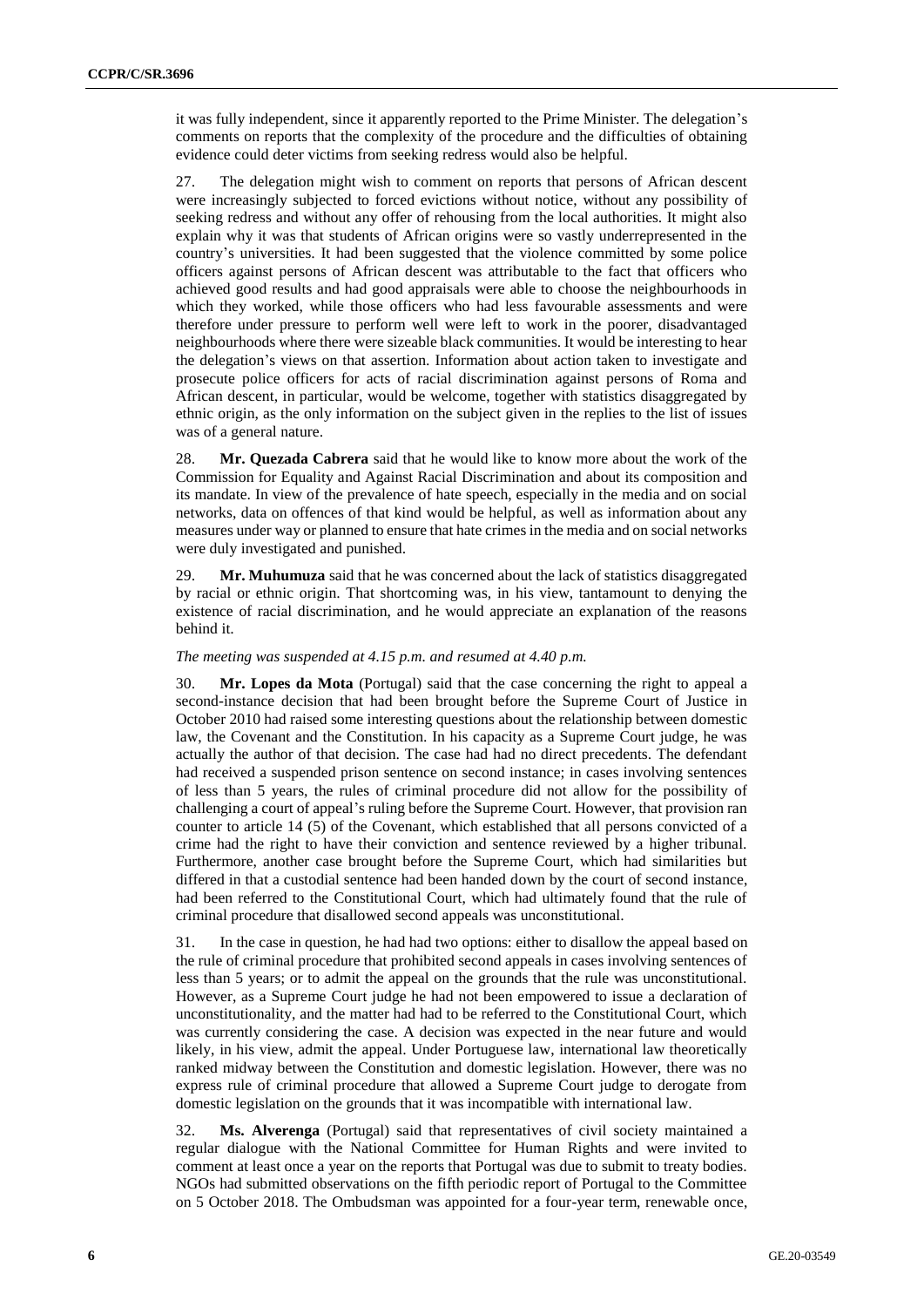it was fully independent, since it apparently reported to the Prime Minister. The delegation's comments on reports that the complexity of the procedure and the difficulties of obtaining evidence could deter victims from seeking redress would also be helpful.

27. The delegation might wish to comment on reports that persons of African descent were increasingly subjected to forced evictions without notice, without any possibility of seeking redress and without any offer of rehousing from the local authorities. It might also explain why it was that students of African origins were so vastly underrepresented in the country's universities. It had been suggested that the violence committed by some police officers against persons of African descent was attributable to the fact that officers who achieved good results and had good appraisals were able to choose the neighbourhoods in which they worked, while those officers who had less favourable assessments and were therefore under pressure to perform well were left to work in the poorer, disadvantaged neighbourhoods where there were sizeable black communities. It would be interesting to hear the delegation's views on that assertion. Information about action taken to investigate and prosecute police officers for acts of racial discrimination against persons of Roma and African descent, in particular, would be welcome, together with statistics disaggregated by ethnic origin, as the only information on the subject given in the replies to the list of issues was of a general nature.

28. **Mr. Quezada Cabrera** said that he would like to know more about the work of the Commission for Equality and Against Racial Discrimination and about its composition and its mandate. In view of the prevalence of hate speech, especially in the media and on social networks, data on offences of that kind would be helpful, as well as information about any measures under way or planned to ensure that hate crimes in the media and on social networks were duly investigated and punished.

29. **Mr. Muhumuza** said that he was concerned about the lack of statistics disaggregated by racial or ethnic origin. That shortcoming was, in his view, tantamount to denying the existence of racial discrimination, and he would appreciate an explanation of the reasons behind it.

*The meeting was suspended at 4.15 p.m. and resumed at 4.40 p.m.*

30. **Mr. Lopes da Mota** (Portugal) said that the case concerning the right to appeal a second-instance decision that had been brought before the Supreme Court of Justice in October 2010 had raised some interesting questions about the relationship between domestic law, the Covenant and the Constitution. In his capacity as a Supreme Court judge, he was actually the author of that decision. The case had had no direct precedents. The defendant had received a suspended prison sentence on second instance; in cases involving sentences of less than 5 years, the rules of criminal procedure did not allow for the possibility of challenging a court of appeal's ruling before the Supreme Court. However, that provision ran counter to article 14 (5) of the Covenant, which established that all persons convicted of a crime had the right to have their conviction and sentence reviewed by a higher tribunal. Furthermore, another case brought before the Supreme Court, which had similarities but differed in that a custodial sentence had been handed down by the court of second instance, had been referred to the Constitutional Court, which had ultimately found that the rule of criminal procedure that disallowed second appeals was unconstitutional.

31. In the case in question, he had had two options: either to disallow the appeal based on the rule of criminal procedure that prohibited second appeals in cases involving sentences of less than 5 years; or to admit the appeal on the grounds that the rule was unconstitutional. However, as a Supreme Court judge he had not been empowered to issue a declaration of unconstitutionality, and the matter had had to be referred to the Constitutional Court, which was currently considering the case. A decision was expected in the near future and would likely, in his view, admit the appeal. Under Portuguese law, international law theoretically ranked midway between the Constitution and domestic legislation. However, there was no express rule of criminal procedure that allowed a Supreme Court judge to derogate from domestic legislation on the grounds that it was incompatible with international law.

32. **Ms. Alverenga** (Portugal) said that representatives of civil society maintained a regular dialogue with the National Committee for Human Rights and were invited to comment at least once a year on the reports that Portugal was due to submit to treaty bodies. NGOs had submitted observations on the fifth periodic report of Portugal to the Committee on 5 October 2018. The Ombudsman was appointed for a four-year term, renewable once,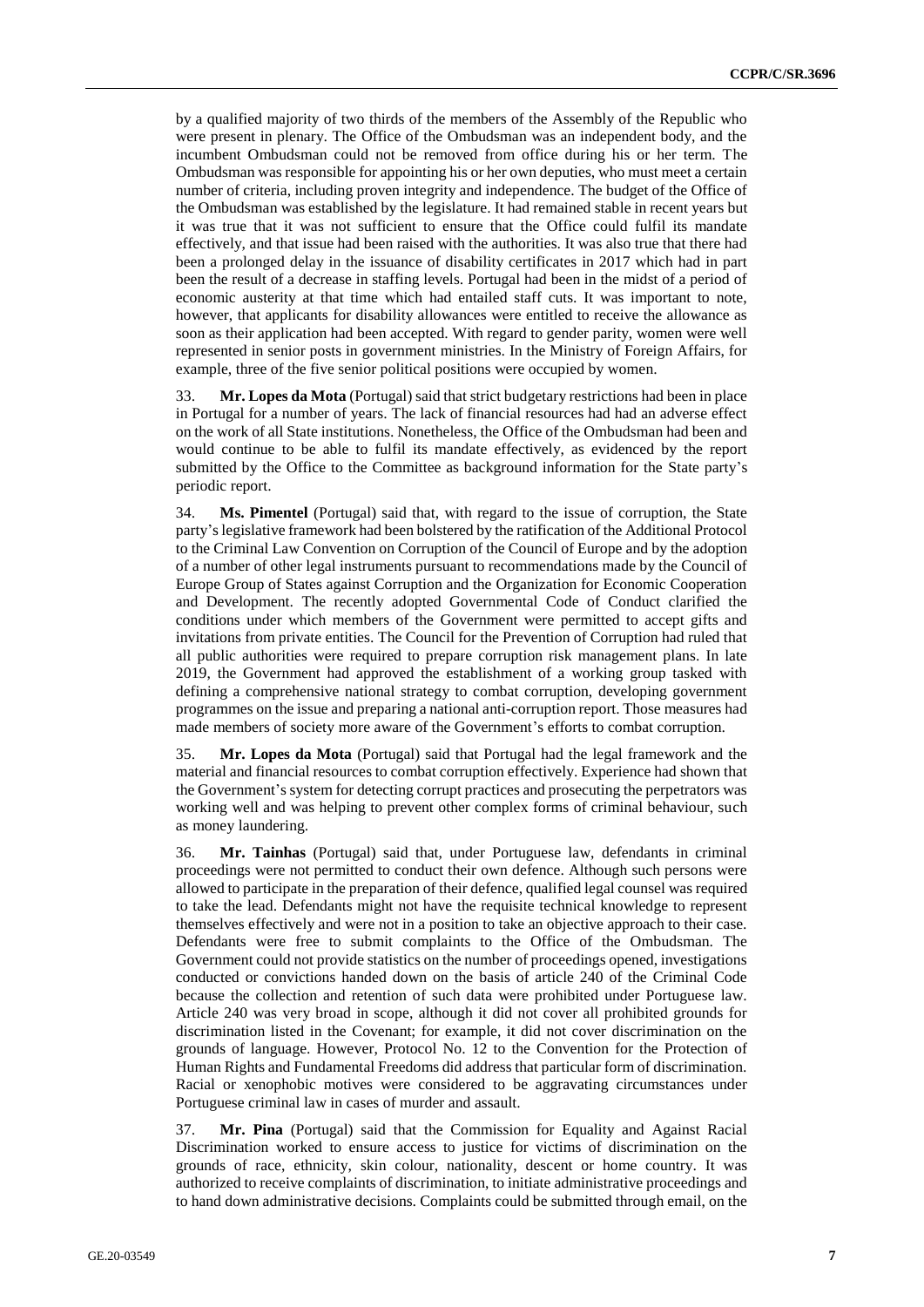by a qualified majority of two thirds of the members of the Assembly of the Republic who were present in plenary. The Office of the Ombudsman was an independent body, and the incumbent Ombudsman could not be removed from office during his or her term. The Ombudsman was responsible for appointing his or her own deputies, who must meet a certain number of criteria, including proven integrity and independence. The budget of the Office of the Ombudsman was established by the legislature. It had remained stable in recent years but it was true that it was not sufficient to ensure that the Office could fulfil its mandate effectively, and that issue had been raised with the authorities. It was also true that there had been a prolonged delay in the issuance of disability certificates in 2017 which had in part been the result of a decrease in staffing levels. Portugal had been in the midst of a period of economic austerity at that time which had entailed staff cuts. It was important to note, however, that applicants for disability allowances were entitled to receive the allowance as soon as their application had been accepted. With regard to gender parity, women were well represented in senior posts in government ministries. In the Ministry of Foreign Affairs, for example, three of the five senior political positions were occupied by women.

33. **Mr. Lopes da Mota** (Portugal) said that strict budgetary restrictions had been in place in Portugal for a number of years. The lack of financial resources had had an adverse effect on the work of all State institutions. Nonetheless, the Office of the Ombudsman had been and would continue to be able to fulfil its mandate effectively, as evidenced by the report submitted by the Office to the Committee as background information for the State party's periodic report.

34. **Ms. Pimentel** (Portugal) said that, with regard to the issue of corruption, the State party's legislative framework had been bolstered by the ratification of the Additional Protocol to the Criminal Law Convention on Corruption of the Council of Europe and by the adoption of a number of other legal instruments pursuant to recommendations made by the Council of Europe Group of States against Corruption and the Organization for Economic Cooperation and Development. The recently adopted Governmental Code of Conduct clarified the conditions under which members of the Government were permitted to accept gifts and invitations from private entities. The Council for the Prevention of Corruption had ruled that all public authorities were required to prepare corruption risk management plans. In late 2019, the Government had approved the establishment of a working group tasked with defining a comprehensive national strategy to combat corruption, developing government programmes on the issue and preparing a national anti-corruption report. Those measures had made members of society more aware of the Government's efforts to combat corruption.

35. **Mr. Lopes da Mota** (Portugal) said that Portugal had the legal framework and the material and financial resources to combat corruption effectively. Experience had shown that the Government's system for detecting corrupt practices and prosecuting the perpetrators was working well and was helping to prevent other complex forms of criminal behaviour, such as money laundering.

36. **Mr. Tainhas** (Portugal) said that, under Portuguese law, defendants in criminal proceedings were not permitted to conduct their own defence. Although such persons were allowed to participate in the preparation of their defence, qualified legal counsel was required to take the lead. Defendants might not have the requisite technical knowledge to represent themselves effectively and were not in a position to take an objective approach to their case. Defendants were free to submit complaints to the Office of the Ombudsman. The Government could not provide statistics on the number of proceedings opened, investigations conducted or convictions handed down on the basis of article 240 of the Criminal Code because the collection and retention of such data were prohibited under Portuguese law. Article 240 was very broad in scope, although it did not cover all prohibited grounds for discrimination listed in the Covenant; for example, it did not cover discrimination on the grounds of language. However, Protocol No. 12 to the Convention for the Protection of Human Rights and Fundamental Freedoms did address that particular form of discrimination. Racial or xenophobic motives were considered to be aggravating circumstances under Portuguese criminal law in cases of murder and assault.

37. **Mr. Pina** (Portugal) said that the Commission for Equality and Against Racial Discrimination worked to ensure access to justice for victims of discrimination on the grounds of race, ethnicity, skin colour, nationality, descent or home country. It was authorized to receive complaints of discrimination, to initiate administrative proceedings and to hand down administrative decisions. Complaints could be submitted through email, on the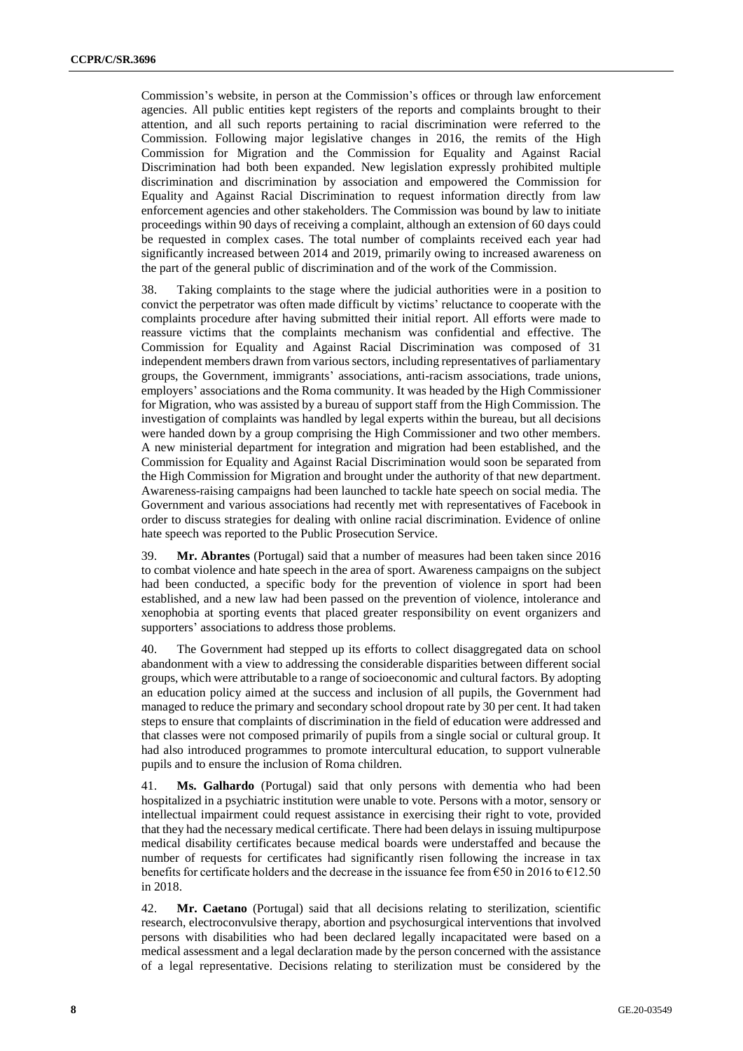Commission's website, in person at the Commission's offices or through law enforcement agencies. All public entities kept registers of the reports and complaints brought to their attention, and all such reports pertaining to racial discrimination were referred to the Commission. Following major legislative changes in 2016, the remits of the High Commission for Migration and the Commission for Equality and Against Racial Discrimination had both been expanded. New legislation expressly prohibited multiple discrimination and discrimination by association and empowered the Commission for Equality and Against Racial Discrimination to request information directly from law enforcement agencies and other stakeholders. The Commission was bound by law to initiate proceedings within 90 days of receiving a complaint, although an extension of 60 days could be requested in complex cases. The total number of complaints received each year had significantly increased between 2014 and 2019, primarily owing to increased awareness on the part of the general public of discrimination and of the work of the Commission.

38. Taking complaints to the stage where the judicial authorities were in a position to convict the perpetrator was often made difficult by victims' reluctance to cooperate with the complaints procedure after having submitted their initial report. All efforts were made to reassure victims that the complaints mechanism was confidential and effective. The Commission for Equality and Against Racial Discrimination was composed of 31 independent members drawn from various sectors, including representatives of parliamentary groups, the Government, immigrants' associations, anti-racism associations, trade unions, employers' associations and the Roma community. It was headed by the High Commissioner for Migration, who was assisted by a bureau of support staff from the High Commission. The investigation of complaints was handled by legal experts within the bureau, but all decisions were handed down by a group comprising the High Commissioner and two other members. A new ministerial department for integration and migration had been established, and the Commission for Equality and Against Racial Discrimination would soon be separated from the High Commission for Migration and brought under the authority of that new department. Awareness-raising campaigns had been launched to tackle hate speech on social media. The Government and various associations had recently met with representatives of Facebook in order to discuss strategies for dealing with online racial discrimination. Evidence of online hate speech was reported to the Public Prosecution Service.

39. **Mr. Abrantes** (Portugal) said that a number of measures had been taken since 2016 to combat violence and hate speech in the area of sport. Awareness campaigns on the subject had been conducted, a specific body for the prevention of violence in sport had been established, and a new law had been passed on the prevention of violence, intolerance and xenophobia at sporting events that placed greater responsibility on event organizers and supporters' associations to address those problems.

40. The Government had stepped up its efforts to collect disaggregated data on school abandonment with a view to addressing the considerable disparities between different social groups, which were attributable to a range of socioeconomic and cultural factors. By adopting an education policy aimed at the success and inclusion of all pupils, the Government had managed to reduce the primary and secondary school dropout rate by 30 per cent. It had taken steps to ensure that complaints of discrimination in the field of education were addressed and that classes were not composed primarily of pupils from a single social or cultural group. It had also introduced programmes to promote intercultural education, to support vulnerable pupils and to ensure the inclusion of Roma children.

41. **Ms. Galhardo** (Portugal) said that only persons with dementia who had been hospitalized in a psychiatric institution were unable to vote. Persons with a motor, sensory or intellectual impairment could request assistance in exercising their right to vote, provided that they had the necessary medical certificate. There had been delays in issuing multipurpose medical disability certificates because medical boards were understaffed and because the number of requests for certificates had significantly risen following the increase in tax benefits for certificate holders and the decrease in the issuance fee from €50 in 2016 to €12.50 in 2018.

42. **Mr. Caetano** (Portugal) said that all decisions relating to sterilization, scientific research, electroconvulsive therapy, abortion and psychosurgical interventions that involved persons with disabilities who had been declared legally incapacitated were based on a medical assessment and a legal declaration made by the person concerned with the assistance of a legal representative. Decisions relating to sterilization must be considered by the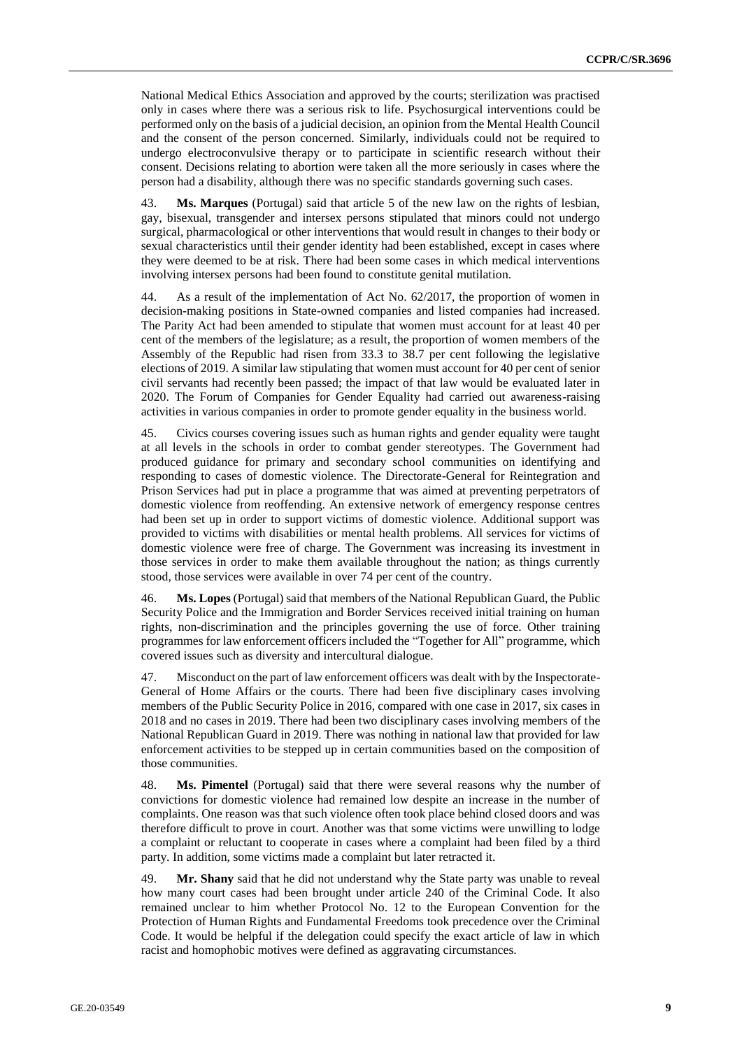National Medical Ethics Association and approved by the courts; sterilization was practised only in cases where there was a serious risk to life. Psychosurgical interventions could be performed only on the basis of a judicial decision, an opinion from the Mental Health Council and the consent of the person concerned. Similarly, individuals could not be required to undergo electroconvulsive therapy or to participate in scientific research without their consent. Decisions relating to abortion were taken all the more seriously in cases where the person had a disability, although there was no specific standards governing such cases.

43. **Ms. Marques** (Portugal) said that article 5 of the new law on the rights of lesbian, gay, bisexual, transgender and intersex persons stipulated that minors could not undergo surgical, pharmacological or other interventions that would result in changes to their body or sexual characteristics until their gender identity had been established, except in cases where they were deemed to be at risk. There had been some cases in which medical interventions involving intersex persons had been found to constitute genital mutilation.

44. As a result of the implementation of Act No. 62/2017, the proportion of women in decision-making positions in State-owned companies and listed companies had increased. The Parity Act had been amended to stipulate that women must account for at least 40 per cent of the members of the legislature; as a result, the proportion of women members of the Assembly of the Republic had risen from 33.3 to 38.7 per cent following the legislative elections of 2019. A similar law stipulating that women must account for 40 per cent of senior civil servants had recently been passed; the impact of that law would be evaluated later in 2020. The Forum of Companies for Gender Equality had carried out awareness-raising activities in various companies in order to promote gender equality in the business world.

45. Civics courses covering issues such as human rights and gender equality were taught at all levels in the schools in order to combat gender stereotypes. The Government had produced guidance for primary and secondary school communities on identifying and responding to cases of domestic violence. The Directorate-General for Reintegration and Prison Services had put in place a programme that was aimed at preventing perpetrators of domestic violence from reoffending. An extensive network of emergency response centres had been set up in order to support victims of domestic violence. Additional support was provided to victims with disabilities or mental health problems. All services for victims of domestic violence were free of charge. The Government was increasing its investment in those services in order to make them available throughout the nation; as things currently stood, those services were available in over 74 per cent of the country.

46. **Ms. Lopes** (Portugal) said that members of the National Republican Guard, the Public Security Police and the Immigration and Border Services received initial training on human rights, non-discrimination and the principles governing the use of force. Other training programmes for law enforcement officers included the "Together for All" programme, which covered issues such as diversity and intercultural dialogue.

47. Misconduct on the part of law enforcement officers was dealt with by the Inspectorate-General of Home Affairs or the courts. There had been five disciplinary cases involving members of the Public Security Police in 2016, compared with one case in 2017, six cases in 2018 and no cases in 2019. There had been two disciplinary cases involving members of the National Republican Guard in 2019. There was nothing in national law that provided for law enforcement activities to be stepped up in certain communities based on the composition of those communities.

48. **Ms. Pimentel** (Portugal) said that there were several reasons why the number of convictions for domestic violence had remained low despite an increase in the number of complaints. One reason was that such violence often took place behind closed doors and was therefore difficult to prove in court. Another was that some victims were unwilling to lodge a complaint or reluctant to cooperate in cases where a complaint had been filed by a third party. In addition, some victims made a complaint but later retracted it.

49. **Mr. Shany** said that he did not understand why the State party was unable to reveal how many court cases had been brought under article 240 of the Criminal Code. It also remained unclear to him whether Protocol No. 12 to the European Convention for the Protection of Human Rights and Fundamental Freedoms took precedence over the Criminal Code. It would be helpful if the delegation could specify the exact article of law in which racist and homophobic motives were defined as aggravating circumstances.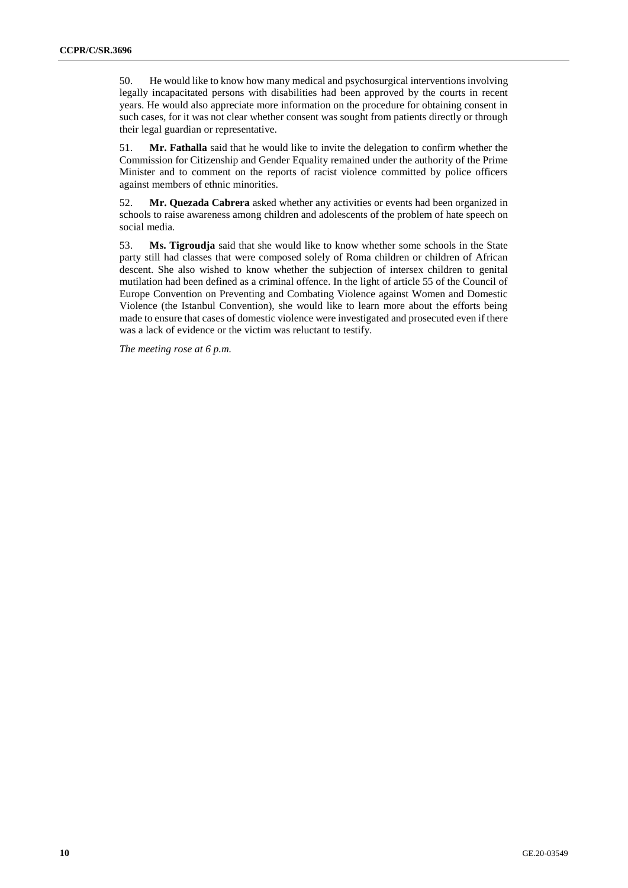50. He would like to know how many medical and psychosurgical interventions involving legally incapacitated persons with disabilities had been approved by the courts in recent years. He would also appreciate more information on the procedure for obtaining consent in such cases, for it was not clear whether consent was sought from patients directly or through their legal guardian or representative.

51. **Mr. Fathalla** said that he would like to invite the delegation to confirm whether the Commission for Citizenship and Gender Equality remained under the authority of the Prime Minister and to comment on the reports of racist violence committed by police officers against members of ethnic minorities.

52. **Mr. Quezada Cabrera** asked whether any activities or events had been organized in schools to raise awareness among children and adolescents of the problem of hate speech on social media.

53. **Ms. Tigroudja** said that she would like to know whether some schools in the State party still had classes that were composed solely of Roma children or children of African descent. She also wished to know whether the subjection of intersex children to genital mutilation had been defined as a criminal offence. In the light of article 55 of the Council of Europe Convention on Preventing and Combating Violence against Women and Domestic Violence (the Istanbul Convention), she would like to learn more about the efforts being made to ensure that cases of domestic violence were investigated and prosecuted even if there was a lack of evidence or the victim was reluctant to testify.

*The meeting rose at 6 p.m.*